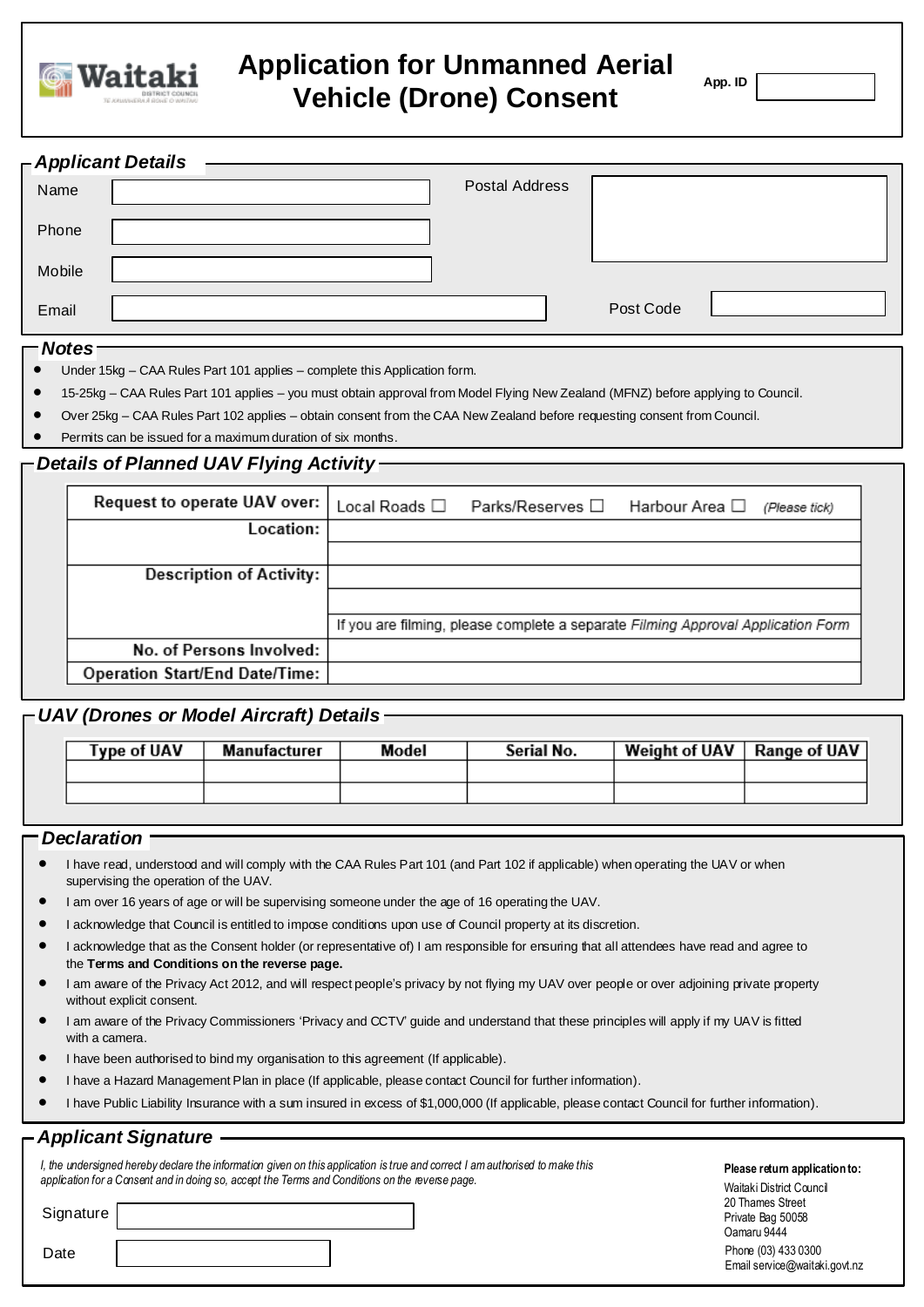Waitaki District Council
Te Kaunihera ā Rohe o Waitaki

# Application for Unmanned Aerial Vehicle (Drone) Consent

App. ID

## Applicant Details

| | |
|---|---|
| Name | |
| Phone | |
| Mobile | |
| Email | |
| Postal Address | |
| Post Code | |

## Notes

- Under 15kg – CAA Rules Part 101 applies – complete this Application form.
- 15-25kg – CAA Rules Part 101 applies – you must obtain approval from Model Flying New Zealand (MFNZ) before applying to Council.
- Over 25kg – CAA Rules Part 102 applies – obtain consent from the CAA New Zealand before requesting consent from Council.
- Permits can be issued for a maximum duration of six months.

## Details of Planned UAV Flying Activity

| | |
|---|---|
| **Request to operate UAV over:** | Local Roads ☐ Parks/Reserves ☐ Harbour Area ☐ *(Please tick)* |
| **Location:** | |
| **Description of Activity:** | If you are filming, please complete a separate *Filming Approval Application Form* |
| **No. of Persons Involved:** | |
| **Operation Start/End Date/Time:** | |

## UAV (Drones or Model Aircraft) Details

| Type of UAV | Manufacturer | Model | Serial No. | Weight of UAV | Range of UAV |
|---|---|---|---|---|---|
| | | | | | |
| | | | | | |

## Declaration

- I have read, understood and will comply with the CAA Rules Part 101 (and Part 102 if applicable) when operating the UAV or when supervising the operation of the UAV.
- I am over 16 years of age or will be supervising someone under the age of 16 operating the UAV.
- I acknowledge that Council is entitled to impose conditions upon use of Council property at its discretion.
- I acknowledge that as the Consent holder (or representative of) I am responsible for ensuring that all attendees have read and agree to the **Terms and Conditions on the reverse page.**
- I am aware of the Privacy Act 2012, and will respect people's privacy by not flying my UAV over people or over adjoining private property without explicit consent.
- I am aware of the Privacy Commissioners 'Privacy and CCTV' guide and understand that these principles will apply if my UAV is fitted with a camera.
- I have been authorised to bind my organisation to this agreement (If applicable).
- I have a Hazard Management Plan in place (If applicable, please contact Council for further information).
- I have Public Liability Insurance with a sum insured in excess of $1,000,000 (If applicable, please contact Council for further information).

## Applicant Signature

*I, the undersigned hereby declare the information given on this application is true and correct I am authorised to make this application for a Consent and in doing so, accept the Terms and Conditions on the reverse page.*

Signature

Date

**Please return application to:**

Waitaki District Council
20 Thames Street
Private Bag 50058
Oamaru 9444
Phone (03) 433 0300
Email service@waitaki.govt.nz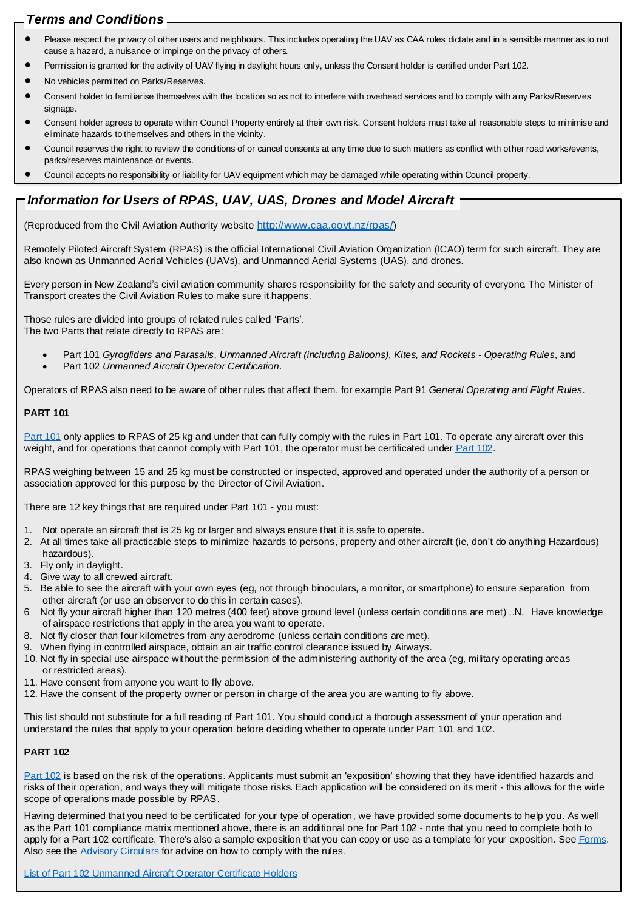## Terms and Conditions

- Please respect the privacy of other users and neighbours. This includes operating the UAV as CAA rules dictate and in a sensible manner as to not cause a hazard, a nuisance or impinge on the privacy of others.
- Permission is granted for the activity of UAV flying in daylight hours only, unless the Consent holder is certified under Part 102.
- No vehicles permitted on Parks/Reserves.
- Consent holder to familiarise themselves with the location so as not to interfere with overhead services and to comply with any Parks/Reserves signage.
- Consent holder agrees to operate within Council Property entirely at their own risk. Consent holders must take all reasonable steps to minimise and eliminate hazards to themselves and others in the vicinity.
- Council reserves the right to review the conditions of or cancel consents at any time due to such matters as conflict with other road works/events, parks/reserves maintenance or events.
- Council accepts no responsibility or liability for UAV equipment which may be damaged while operating within Council property.

## Information for Users of RPAS, UAV, UAS, Drones and Model Aircraft

(Reproduced from the Civil Aviation Authority website http://www.caa.govt.nz/rpas/)

Remotely Piloted Aircraft System (RPAS) is the official International Civil Aviation Organization (ICAO) term for such aircraft. They are also known as Unmanned Aerial Vehicles (UAVs), and Unmanned Aerial Systems (UAS), and drones.

Every person in New Zealand's civil aviation community shares responsibility for the safety and security of everyone. The Minister of Transport creates the Civil Aviation Rules to make sure it happens.

Those rules are divided into groups of related rules called 'Parts'.
The two Parts that relate directly to RPAS are:

- Part 101 *Gyrogliders and Parasails, Unmanned Aircraft (including Balloons), Kites, and Rockets - Operating Rules*, and
- Part 102 *Unmanned Aircraft Operator Certification*.

Operators of RPAS also need to be aware of other rules that affect them, for example Part 91 *General Operating and Flight Rules*.

**PART 101**

Part 101 only applies to RPAS of 25 kg and under that can fully comply with the rules in Part 101. To operate any aircraft over this weight, and for operations that cannot comply with Part 101, the operator must be certificated under Part 102.

RPAS weighing between 15 and 25 kg must be constructed or inspected, approved and operated under the authority of a person or association approved for this purpose by the Director of Civil Aviation.

There are 12 key things that are required under Part 101 - you must:

1. Not operate an aircraft that is 25 kg or larger and always ensure that it is safe to operate.
2. At all times take all practicable steps to minimize hazards to persons, property and other aircraft (ie, don't do anything Hazardous) hazardous).
3. Fly only in daylight.
4. Give way to all crewed aircraft.
5. Be able to see the aircraft with your own eyes (eg, not through binoculars, a monitor, or smartphone) to ensure separation from other aircraft (or use an observer to do this in certain cases).
6 Not fly your aircraft higher than 120 metres (400 feet) above ground level (unless certain conditions are met) ..N. Have knowledge of airspace restrictions that apply in the area you want to operate.
8. Not fly closer than four kilometres from any aerodrome (unless certain conditions are met).
9. When flying in controlled airspace, obtain an air traffic control clearance issued by Airways.
10. Not fly in special use airspace without the permission of the administering authority of the area (eg, military operating areas or restricted areas).
11. Have consent from anyone you want to fly above.
12. Have the consent of the property owner or person in charge of the area you are wanting to fly above.

This list should not substitute for a full reading of Part 101. You should conduct a thorough assessment of your operation and understand the rules that apply to your operation before deciding whether to operate under Part 101 and 102.

**PART 102**

Part 102 is based on the risk of the operations. Applicants must submit an 'exposition' showing that they have identified hazards and risks of their operation, and ways they will mitigate those risks. Each application will be considered on its merit - this allows for the wide scope of operations made possible by RPAS.

Having determined that you need to be certificated for your type of operation, we have provided some documents to help you. As well as the Part 101 compliance matrix mentioned above, there is an additional one for Part 102 - note that you need to complete both to apply for a Part 102 certificate. There's also a sample exposition that you can copy or use as a template for your exposition. See Forms. Also see the Advisory Circulars for advice on how to comply with the rules.

List of Part 102 Unmanned Aircraft Operator Certificate Holders